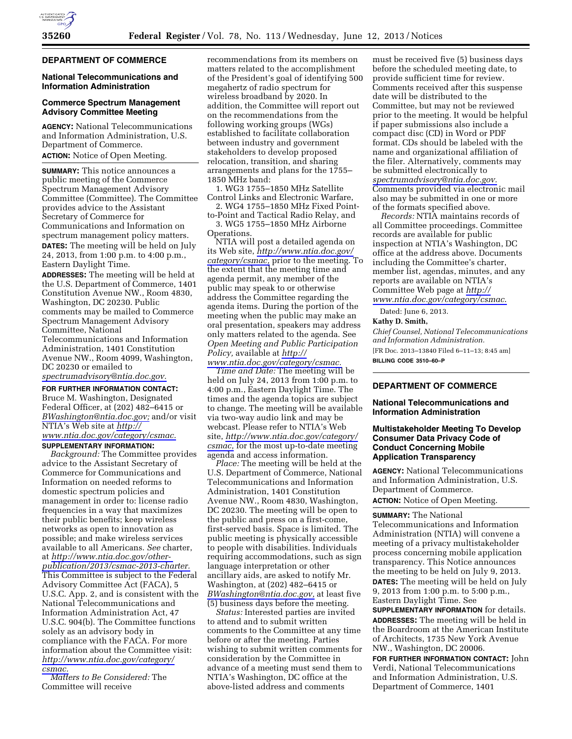## DEPARTMENT OF COMMERCE

### National Telecommunications and Information Administration

### Commerce Spectrum Management Advisory Committee Meeting

**AGENCY:** National Telecommunications and Information Administration, U.S. Department of Commerce.

**ACTION:** Notice of Open Meeting.

---

**SUMMARY:** This notice announces a public meeting of the Commerce Spectrum Management Advisory Committee (Committee). The Committee provides advice to the Assistant Secretary of Commerce for Communications and Information on spectrum management policy matters.

**DATES:** The meeting will be held on July 24, 2013, from 1:00 p.m. to 4:00 p.m., Eastern Daylight Time.

**ADDRESSES:** The meeting will be held at the U.S. Department of Commerce, 1401 Constitution Avenue NW., Room 4830, Washington, DC 20230. Public comments may be mailed to Commerce Spectrum Management Advisory Committee, National Telecommunications and Information Administration, 1401 Constitution Avenue NW., Room 4099, Washington, DC 20230 or emailed to *spectrumadvisory@ntia.doc.gov.*

**FOR FURTHER INFORMATION CONTACT:** Bruce M. Washington, Designated Federal Officer, at (202) 482–6415 or *BWashington@ntia.doc.gov;* and/or visit NTIA's Web site at *http://www.ntia.doc.gov/category/csmac.*

**SUPPLEMENTARY INFORMATION:**

*Background:* The Committee provides advice to the Assistant Secretary of Commerce for Communications and Information on needed reforms to domestic spectrum policies and management in order to: license radio frequencies in a way that maximizes their public benefits; keep wireless networks as open to innovation as possible; and make wireless services available to all Americans. *See* charter, at *http://www.ntia.doc.gov/other-publication/2013/csmac-2013-charter.* This Committee is subject to the Federal Advisory Committee Act (FACA), 5 U.S.C. App. 2, and is consistent with the National Telecommunications and Information Administration Act, 47 U.S.C. 904(b). The Committee functions solely as an advisory body in compliance with the FACA. For more information about the Committee visit: *http://www.ntia.doc.gov/category/csmac.*

*Matters to Be Considered:* The Committee will receive recommendations from its members on matters related to the accomplishment of the President's goal of identifying 500 megahertz of radio spectrum for wireless broadband by 2020. In addition, the Committee will report out on the recommendations from the following working groups (WGs) established to facilitate collaboration between industry and government stakeholders to develop proposed relocation, transition, and sharing arrangements and plans for the 1755–1850 MHz band:

1. WG3 1755–1850 MHz Satellite Control Links and Electronic Warfare,
2. WG4 1755–1850 MHz Fixed Point-to-Point and Tactical Radio Relay, and
3. WG5 1755–1850 MHz Airborne Operations.

NTIA will post a detailed agenda on its Web site, *http://www.ntia.doc.gov/category/csmac,* prior to the meeting. To the extent that the meeting time and agenda permit, any member of the public may speak to or otherwise address the Committee regarding the agenda items. During the portion of the meeting when the public may make an oral presentation, speakers may address only matters related to the agenda. See *Open Meeting and Public Participation Policy,* available at *http://www.ntia.doc.gov/category/csmac.*

*Time and Date:* The meeting will be held on July 24, 2013 from 1:00 p.m. to 4:00 p.m., Eastern Daylight Time. The times and the agenda topics are subject to change. The meeting will be available via two-way audio link and may be webcast. Please refer to NTIA's Web site, *http://www.ntia.doc.gov/category/csmac,* for the most up-to-date meeting agenda and access information.

*Place:* The meeting will be held at the U.S. Department of Commerce, National Telecommunications and Information Administration, 1401 Constitution Avenue NW., Room 4830, Washington, DC 20230. The meeting will be open to the public and press on a first-come, first-served basis. Space is limited. The public meeting is physically accessible to people with disabilities. Individuals requiring accommodations, such as sign language interpretation or other ancillary aids, are asked to notify Mr. Washington, at (202) 482–6415 or *BWashington@ntia.doc.gov,* at least five (5) business days before the meeting.

*Status:* Interested parties are invited to attend and to submit written comments to the Committee at any time before or after the meeting. Parties wishing to submit written comments for consideration by the Committee in advance of a meeting must send them to NTIA's Washington, DC office at the above-listed address and comments must be received five (5) business days before the scheduled meeting date, to provide sufficient time for review. Comments received after this suspense date will be distributed to the Committee, but may not be reviewed prior to the meeting. It would be helpful if paper submissions also include a compact disc (CD) in Word or PDF format. CDs should be labeled with the name and organizational affiliation of the filer. Alternatively, comments may be submitted electronically to *spectrumadvisory@ntia.doc.gov.* Comments provided via electronic mail also may be submitted in one or more of the formats specified above.

*Records:* NTIA maintains records of all Committee proceedings. Committee records are available for public inspection at NTIA's Washington, DC office at the address above. Documents including the Committee's charter, member list, agendas, minutes, and any reports are available on NTIA's Committee Web page at *http://www.ntia.doc.gov/category/csmac.*

Dated: June 6, 2013.

**Kathy D. Smith,**

*Chief Counsel, National Telecommunications and Information Administration.*

[FR Doc. 2013–13840 Filed 6–11–13; 8:45 am]

**BILLING CODE 3510–60–P**

---

## DEPARTMENT OF COMMERCE

### National Telecommunications and Information Administration

### Multistakeholder Meeting To Develop Consumer Data Privacy Code of Conduct Concerning Mobile Application Transparency

**AGENCY:** National Telecommunications and Information Administration, U.S. Department of Commerce.

**ACTION:** Notice of Open Meeting.

---

**SUMMARY:** The National Telecommunications and Information Administration (NTIA) will convene a meeting of a privacy multistakeholder process concerning mobile application transparency. This Notice announces the meeting to be held on July 9, 2013.

**DATES:** The meeting will be held on July 9, 2013 from 1:00 p.m. to 5:00 p.m., Eastern Daylight Time. See **SUPPLEMENTARY INFORMATION** for details.

**ADDRESSES:** The meeting will be held in the Boardroom at the American Institute of Architects, 1735 New York Avenue NW., Washington, DC 20006.

**FOR FURTHER INFORMATION CONTACT:** John Verdi, National Telecommunications and Information Administration, U.S. Department of Commerce, 1401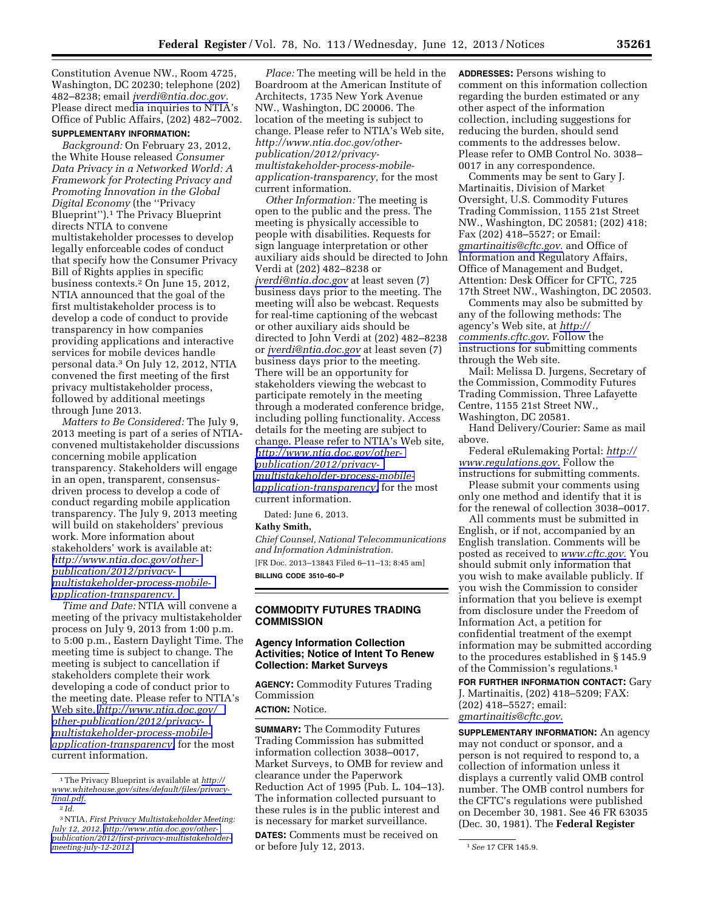Constitution Avenue NW., Room 4725, Washington, DC 20230; telephone (202) 482–8238; email *jverdi@ntia.doc.gov.* Please direct media inquiries to NTIA's Office of Public Affairs, (202) 482–7002.

**SUPPLEMENTARY INFORMATION:**

*Background:* On February 23, 2012, the White House released *Consumer Data Privacy in a Networked World: A Framework for Protecting Privacy and Promoting Innovation in the Global Digital Economy* (the ''Privacy Blueprint'').[1] The Privacy Blueprint directs NTIA to convene multistakeholder processes to develop legally enforceable codes of conduct that specify how the Consumer Privacy Bill of Rights applies in specific business contexts.[2] On June 15, 2012, NTIA announced that the goal of the first multistakeholder process is to develop a code of conduct to provide transparency in how companies providing applications and interactive services for mobile devices handle personal data.[3] On July 12, 2012, NTIA convened the first meeting of the first privacy multistakeholder process, followed by additional meetings through June 2013.

*Matters to Be Considered:* The July 9, 2013 meeting is part of a series of NTIA-convened multistakeholder discussions concerning mobile application transparency. Stakeholders will engage in an open, transparent, consensus-driven process to develop a code of conduct regarding mobile application transparency. The July 9, 2013 meeting will build on stakeholders' previous work. More information about stakeholders' work is available at: *http://www.ntia.doc.gov/other-publication/2012/privacy-multistakeholder-process-mobile-application-transparency.*

*Time and Date:* NTIA will convene a meeting of the privacy multistakeholder process on July 9, 2013 from 1:00 p.m. to 5:00 p.m., Eastern Daylight Time. The meeting time is subject to change. The meeting is subject to cancellation if stakeholders complete their work developing a code of conduct prior to the meeting date. Please refer to NTIA's Web site, *http://www.ntia.doc.gov/other-publication/2012/privacy-multistakeholder-process-mobile-application-transparency,* for the most current information.

*Place:* The meeting will be held in the Boardroom at the American Institute of Architects, 1735 New York Avenue NW., Washington, DC 20006. The location of the meeting is subject to change. Please refer to NTIA's Web site, *http://www.ntia.doc.gov/other-publication/2012/privacy-multistakeholder-process-mobile-application-transparency,* for the most current information.

*Other Information:* The meeting is open to the public and the press. The meeting is physically accessible to people with disabilities. Requests for sign language interpretation or other auxiliary aids should be directed to John Verdi at (202) 482–8238 or *jverdi@ntia.doc.gov* at least seven (7) business days prior to the meeting. The meeting will also be webcast. Requests for real-time captioning of the webcast or other auxiliary aids should be directed to John Verdi at (202) 482–8238 or *jverdi@ntia.doc.gov* at least seven (7) business days prior to the meeting. There will be an opportunity for stakeholders viewing the webcast to participate remotely in the meeting through a moderated conference bridge, including polling functionality. Access details for the meeting are subject to change. Please refer to NTIA's Web site, *http://www.ntia.doc.gov/other-publication/2012/privacy-multistakeholder-process-mobile-application-transparency,* for the most current information.

Dated: June 6, 2013.

**Kathy Smith,**

*Chief Counsel, National Telecommunications and Information Administration.*

[FR Doc. 2013–13843 Filed 6–11–13; 8:45 am]

**BILLING CODE 3510–60–P**

---

[1] The Privacy Blueprint is available at *http://www.whitehouse.gov/sites/default/files/privacy-final.pdf.*

[2] *Id.*

[3] NTIA, *First Privacy Multistakeholder Meeting: July 12, 2012, http://www.ntia.doc.gov/other-publication/2012/first-privacy-multistakeholder-meeting-july-12-2012.*

---

## COMMODITY FUTURES TRADING COMMISSION

### Agency Information Collection Activities; Notice of Intent To Renew Collection: Market Surveys

**AGENCY:** Commodity Futures Trading Commission

**ACTION:** Notice.

**SUMMARY:** The Commodity Futures Trading Commission has submitted information collection 3038–0017, Market Surveys, to OMB for review and clearance under the Paperwork Reduction Act of 1995 (Pub. L. 104–13). The information collected pursuant to these rules is in the public interest and is necessary for market surveillance.

**DATES:** Comments must be received on or before July 12, 2013.

**ADDRESSES:** Persons wishing to comment on this information collection regarding the burden estimated or any other aspect of the information collection, including suggestions for reducing the burden, should send comments to the addresses below. Please refer to OMB Control No. 3038–0017 in any correspondence.

Comments may be sent to Gary J. Martinaitis, Division of Market Oversight, U.S. Commodity Futures Trading Commission, 1155 21st Street NW., Washington, DC 20581; (202) 418; Fax (202) 418–5527; or Email: *gmartinaitis@cftc.gov.* and Office of Information and Regulatory Affairs, Office of Management and Budget, Attention: Desk Officer for CFTC, 725 17th Street NW., Washington, DC 20503.

Comments may also be submitted by any of the following methods: The agency's Web site, at *http://comments.cftc.gov.* Follow the instructions for submitting comments through the Web site.

Mail: Melissa D. Jurgens, Secretary of the Commission, Commodity Futures Trading Commission, Three Lafayette Centre, 1155 21st Street NW., Washington, DC 20581.

Hand Delivery/Courier: Same as mail above.

Federal eRulemaking Portal: *http://www.regulations.gov.* Follow the instructions for submitting comments.

Please submit your comments using only one method and identify that it is for the renewal of collection 3038–0017.

All comments must be submitted in English, or if not, accompanied by an English translation. Comments will be posted as received to *www.cftc.gov.* You should submit only information that you wish to make available publicly. If you wish the Commission to consider information that you believe is exempt from disclosure under the Freedom of Information Act, a petition for confidential treatment of the exempt information may be submitted according to the procedures established in § 145.9 of the Commission's regulations.[1]

**FOR FURTHER INFORMATION CONTACT:** Gary J. Martinaitis, (202) 418–5209; FAX: (202) 418–5527; email: *gmartinaitis@cftc.gov.*

**SUPPLEMENTARY INFORMATION:** An agency may not conduct or sponsor, and a person is not required to respond to, a collection of information unless it displays a currently valid OMB control number. The OMB control numbers for the CFTC's regulations were published on December 30, 1981. See 46 FR 63035 (Dec. 30, 1981). The **Federal Register**

---

[1] *See* 17 CFR 145.9.